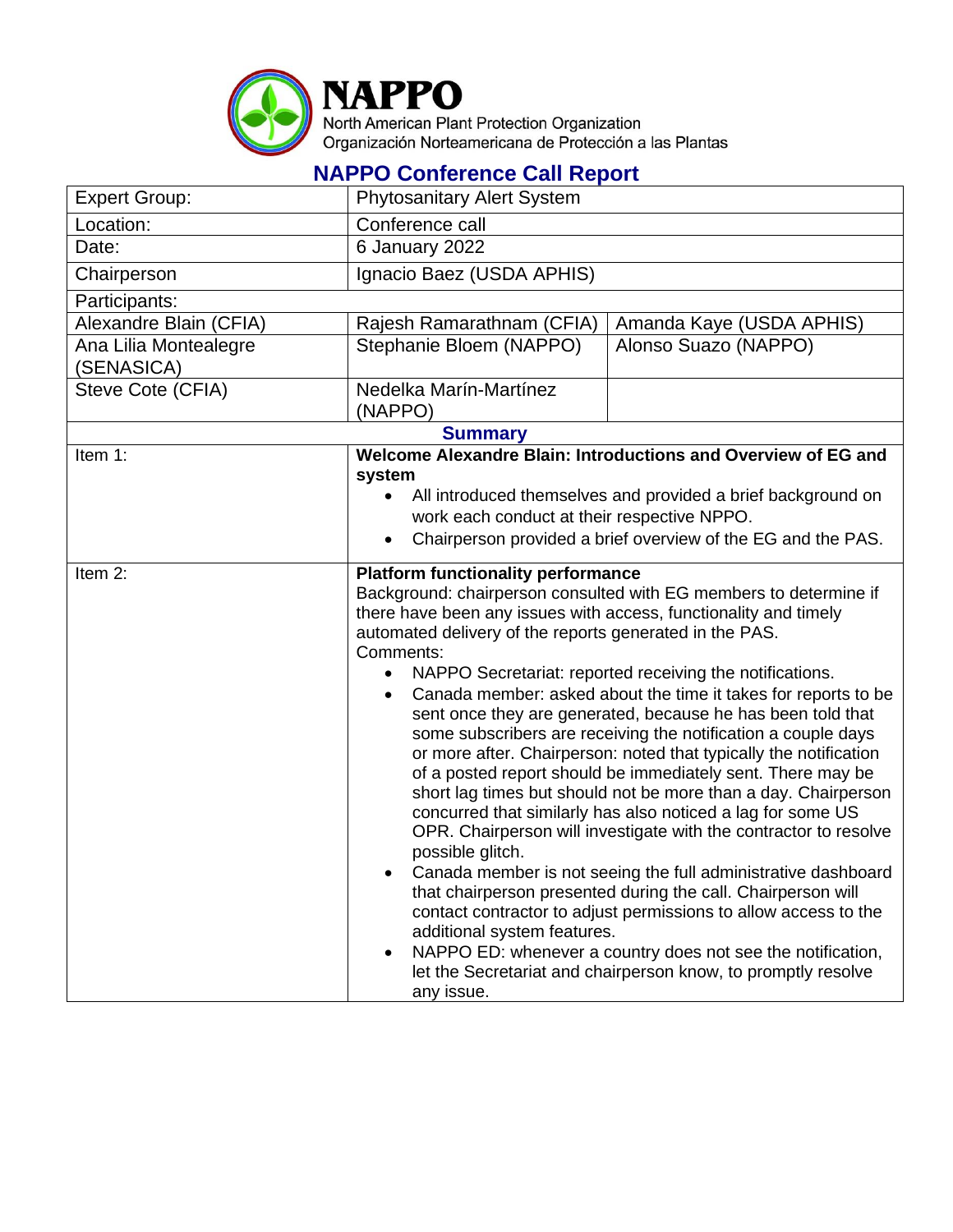# NAPPO

North American Plant Protection Organization
Organización Norteamericana de Protección a las Plantas

## NAPPO Conference Call Report

| Expert Group: | Phytosanitary Alert System | |
|---|---|---|
| Location: | Conference call | |
| Date: | 6 January 2022 | |
| Chairperson | Ignacio Baez (USDA APHIS) | |
| Participants: | | |
| Alexandre Blain (CFIA) | Rajesh Ramarathnam (CFIA) | Amanda Kaye (USDA APHIS) |
| Ana Lilia Montealegre (SENASICA) | Stephanie Bloem (NAPPO) | Alonso Suazo (NAPPO) |
| Steve Cote (CFIA) | Nedelka Marín-Martínez (NAPPO) | |

### Summary

| Item | Content |
|---|---|
| Item 1: | **Welcome Alexandre Blain: Introductions and Overview of EG and system**<br>• All introduced themselves and provided a brief background on work each conduct at their respective NPPO.<br>• Chairperson provided a brief overview of the EG and the PAS. |
| Item 2: | **Platform functionality performance**<br>Background: chairperson consulted with EG members to determine if there have been any issues with access, functionality and timely automated delivery of the reports generated in the PAS.<br>Comments:<br>• NAPPO Secretariat: reported receiving the notifications.<br>• Canada member: asked about the time it takes for reports to be sent once they are generated, because he has been told that some subscribers are receiving the notification a couple days or more after. Chairperson: noted that typically the notification of a posted report should be immediately sent. There may be short lag times but should not be more than a day. Chairperson concurred that similarly has also noticed a lag for some US OPR. Chairperson will investigate with the contractor to resolve possible glitch.<br>• Canada member is not seeing the full administrative dashboard that chairperson presented during the call. Chairperson will contact contractor to adjust permissions to allow access to the additional system features.<br>• NAPPO ED: whenever a country does not see the notification, let the Secretariat and chairperson know, to promptly resolve any issue. |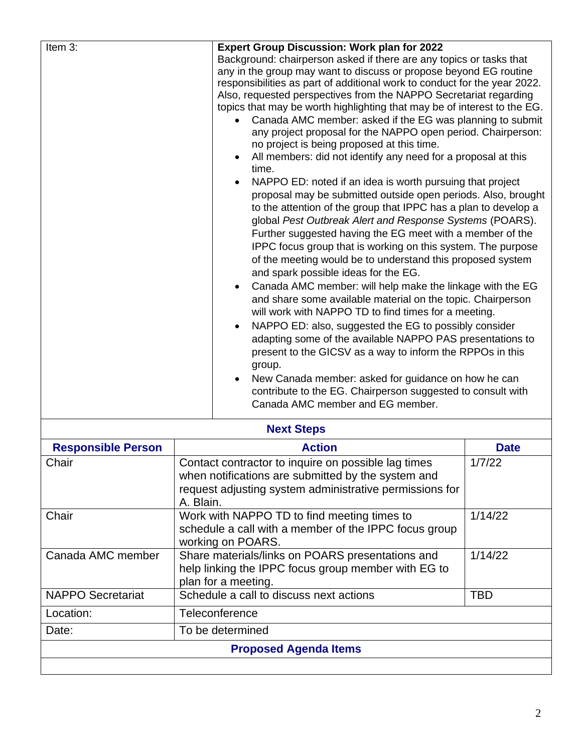| | |
|---|---|
| Item 3: | **Expert Group Discussion: Work plan for 2022**<br>Background: chairperson asked if there are any topics or tasks that any in the group may want to discuss or propose beyond EG routine responsibilities as part of additional work to conduct for the year 2022. Also, requested perspectives from the NAPPO Secretariat regarding topics that may be worth highlighting that may be of interest to the EG.<br>• Canada AMC member: asked if the EG was planning to submit any project proposal for the NAPPO open period. Chairperson: no project is being proposed at this time.<br>• All members: did not identify any need for a proposal at this time.<br>• NAPPO ED: noted if an idea is worth pursuing that project proposal may be submitted outside open periods. Also, brought to the attention of the group that IPPC has a plan to develop a global *Pest Outbreak Alert and Response Systems* (POARS). Further suggested having the EG meet with a member of the IPPC focus group that is working on this system. The purpose of the meeting would be to understand this proposed system and spark possible ideas for the EG.<br>• Canada AMC member: will help make the linkage with the EG and share some available material on the topic. Chairperson will work with NAPPO TD to find times for a meeting.<br>• NAPPO ED: also, suggested the EG to possibly consider adapting some of the available NAPPO PAS presentations to present to the GICSV as a way to inform the RPPOs in this group.<br>• New Canada member: asked for guidance on how he can contribute to the EG. Chairperson suggested to consult with Canada AMC member and EG member. |

## Next Steps

| Responsible Person | Action | Date |
|---|---|---|
| Chair | Contact contractor to inquire on possible lag times when notifications are submitted by the system and request adjusting system administrative permissions for A. Blain. | 1/7/22 |
| Chair | Work with NAPPO TD to find meeting times to schedule a call with a member of the IPPC focus group working on POARS. | 1/14/22 |
| Canada AMC member | Share materials/links on POARS presentations and help linking the IPPC focus group member with EG to plan for a meeting. | 1/14/22 |
| NAPPO Secretariat | Schedule a call to discuss next actions | TBD |
| Location: | Teleconference | |
| Date: | To be determined | |

## Proposed Agenda Items